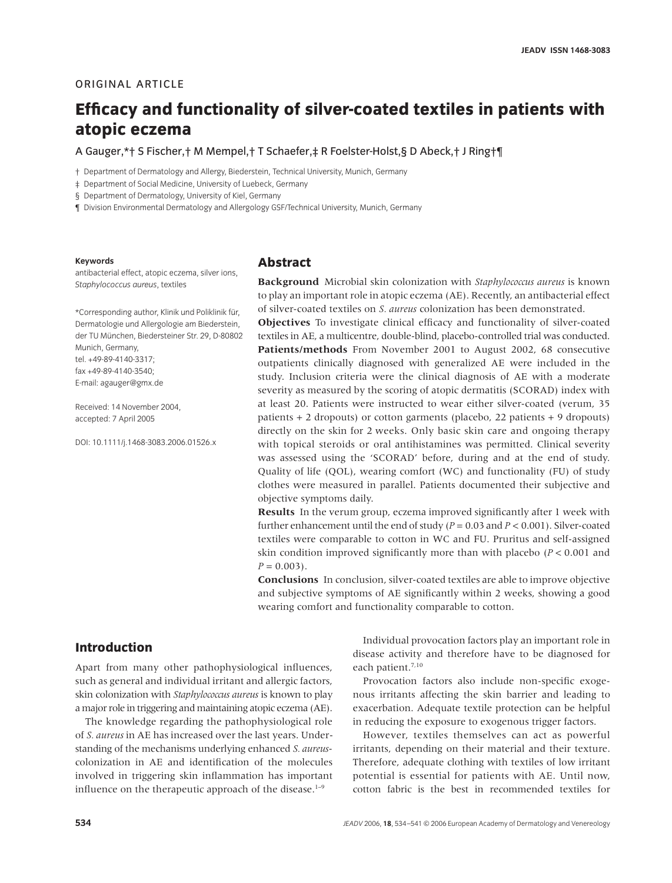ORIGINAL ARTICLE

# Efficacy and functionality of silver-coated textiles in patients with atopic eczema

A Gauger,*† S Fischer,† M Mempel,† T Schaefer,‡ R Foelster-Holst,§ D Abeck,† J Ring†¶

† Department of Dermatology and Allergy, Biederstein, Technical University, Munich, Germany

‡ Department of Social Medicine, University of Luebeck, Germany

§ Department of Dermatology, University of Kiel, Germany

¶ Division Environmental Dermatology and Allergology GSF/Technical University, Munich, Germany

**Keywords**

antibacterial effect, atopic eczema, silver ions, *Staphylococcus aureus*, textiles

*Corresponding author, Klinik und Poliklinik für, Dermatologie und Allergologie am Biederstein, der TU München, Biedersteiner Str. 29, D-80802 Munich, Germany, tel. +49-89-4140-3317; fax +49-89-4140-3540; E-mail: agauger@gmx.de

Received: 14 November 2004, accepted: 7 April 2005

DOI: 10.1111/j.1468-3083.2006.01526.x

## Abstract

**Background** Microbial skin colonization with *Staphylococcus aureus* is known to play an important role in atopic eczema (AE). Recently, an antibacterial effect of silver-coated textiles on *S. aureus* colonization has been demonstrated.

**Objectives** To investigate clinical efficacy and functionality of silver-coated textiles in AE, a multicentre, double-blind, placebo-controlled trial was conducted.

**Patients/methods** From November 2001 to August 2002, 68 consecutive outpatients clinically diagnosed with generalized AE were included in the study. Inclusion criteria were the clinical diagnosis of AE with a moderate severity as measured by the scoring of atopic dermatitis (SCORAD) index with at least 20. Patients were instructed to wear either silver-coated (verum, 35 patients + 2 dropouts) or cotton garments (placebo, 22 patients + 9 dropouts) directly on the skin for 2 weeks. Only basic skin care and ongoing therapy with topical steroids or oral antihistamines was permitted. Clinical severity was assessed using the 'SCORAD' before, during and at the end of study. Quality of life (QOL), wearing comfort (WC) and functionality (FU) of study clothes were measured in parallel. Patients documented their subjective and objective symptoms daily.

**Results** In the verum group, eczema improved significantly after 1 week with further enhancement until the end of study ($P = 0.03$ and $P < 0.001$). Silver-coated textiles were comparable to cotton in WC and FU. Pruritus and self-assigned skin condition improved significantly more than with placebo ($P < 0.001$ and $P = 0.003$).

**Conclusions** In conclusion, silver-coated textiles are able to improve objective and subjective symptoms of AE significantly within 2 weeks, showing a good wearing comfort and functionality comparable to cotton.

## Introduction

Apart from many other pathophysiological influences, such as general and individual irritant and allergic factors, skin colonization with *Staphylococcus aureus* is known to play a major role in triggering and maintaining atopic eczema (AE).

The knowledge regarding the pathophysiological role of *S. aureus* in AE has increased over the last years. Understanding of the mechanisms underlying enhanced *S. aureus*-colonization in AE and identification of the molecules involved in triggering skin inflammation has important influence on the therapeutic approach of the disease.[1–9]

Individual provocation factors play an important role in disease activity and therefore have to be diagnosed for each patient.[7,10]

Provocation factors also include non-specific exogenous irritants affecting the skin barrier and leading to exacerbation. Adequate textile protection can be helpful in reducing the exposure to exogenous trigger factors.

However, textiles themselves can act as powerful irritants, depending on their material and their texture. Therefore, adequate clothing with textiles of low irritant potential is essential for patients with AE. Until now, cotton fabric is the best in recommended textiles for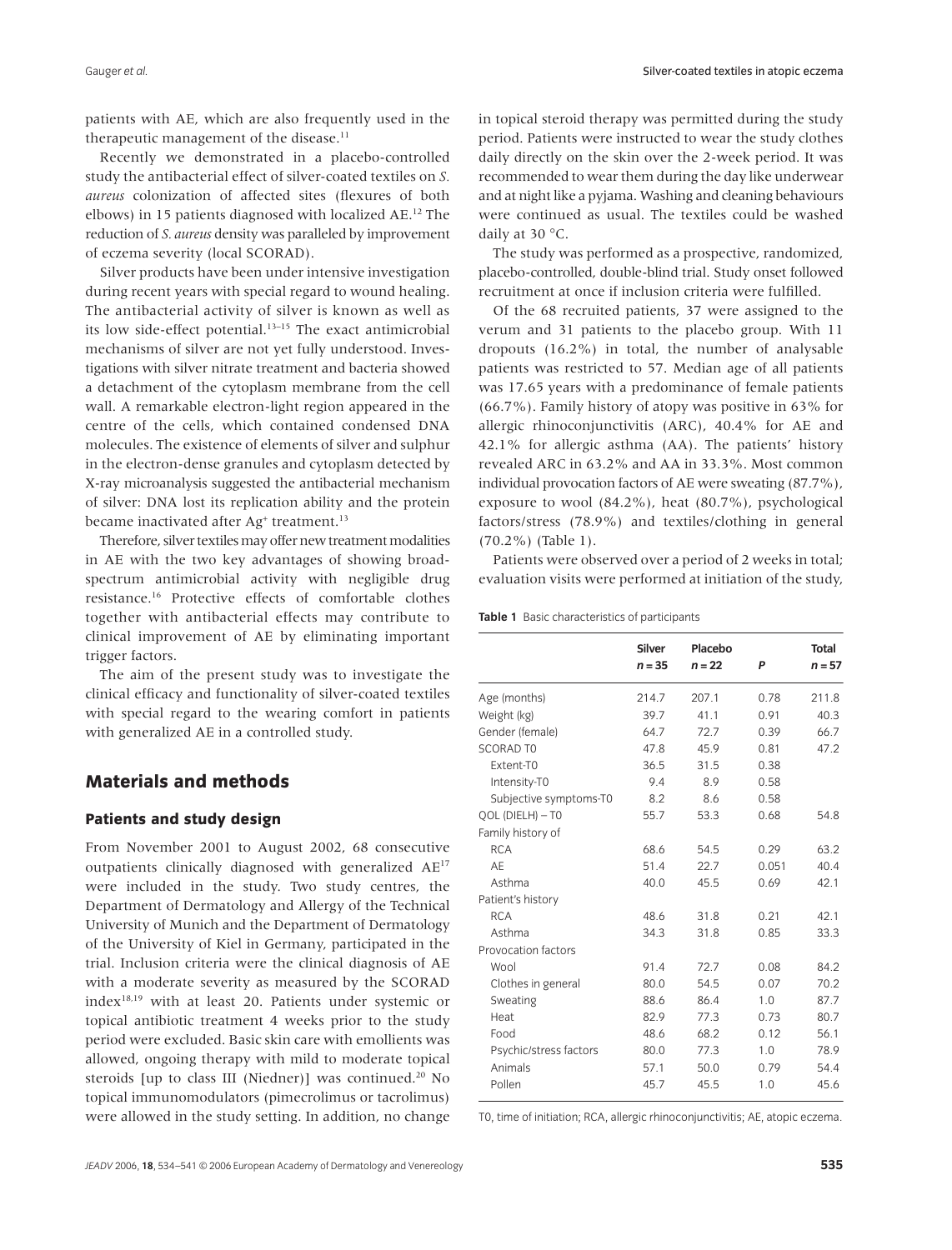patients with AE, which are also frequently used in the therapeutic management of the disease.[11]

Recently we demonstrated in a placebo-controlled study the antibacterial effect of silver-coated textiles on *S. aureus* colonization of affected sites (flexures of both elbows) in 15 patients diagnosed with localized AE.[12] The reduction of *S. aureus* density was paralleled by improvement of eczema severity (local SCORAD).

Silver products have been under intensive investigation during recent years with special regard to wound healing. The antibacterial activity of silver is known as well as its low side-effect potential.[13–15] The exact antimicrobial mechanisms of silver are not yet fully understood. Investigations with silver nitrate treatment and bacteria showed a detachment of the cytoplasm membrane from the cell wall. A remarkable electron-light region appeared in the centre of the cells, which contained condensed DNA molecules. The existence of elements of silver and sulphur in the electron-dense granules and cytoplasm detected by X-ray microanalysis suggested the antibacterial mechanism of silver: DNA lost its replication ability and the protein became inactivated after $Ag^+$ treatment.[13]

Therefore, silver textiles may offer new treatment modalities in AE with the two key advantages of showing broad-spectrum antimicrobial activity with negligible drug resistance.[16] Protective effects of comfortable clothes together with antibacterial effects may contribute to clinical improvement of AE by eliminating important trigger factors.

The aim of the present study was to investigate the clinical efficacy and functionality of silver-coated textiles with special regard to the wearing comfort in patients with generalized AE in a controlled study.

## Materials and methods

### Patients and study design

From November 2001 to August 2002, 68 consecutive outpatients clinically diagnosed with generalized AE[17] were included in the study. Two study centres, the Department of Dermatology and Allergy of the Technical University of Munich and the Department of Dermatology of the University of Kiel in Germany, participated in the trial. Inclusion criteria were the clinical diagnosis of AE with a moderate severity as measured by the SCORAD index[18,19] with at least 20. Patients under systemic or topical antibiotic treatment 4 weeks prior to the study period were excluded. Basic skin care with emollients was allowed, ongoing therapy with mild to moderate topical steroids [up to class III (Niedner)] was continued.[20] No topical immunomodulators (pimecrolimus or tacrolimus) were allowed in the study setting. In addition, no change in topical steroid therapy was permitted during the study period. Patients were instructed to wear the study clothes daily directly on the skin over the 2-week period. It was recommended to wear them during the day like underwear and at night like a pyjama. Washing and cleaning behaviours were continued as usual. The textiles could be washed daily at 30 °C.

The study was performed as a prospective, randomized, placebo-controlled, double-blind trial. Study onset followed recruitment at once if inclusion criteria were fulfilled.

Of the 68 recruited patients, 37 were assigned to the verum and 31 patients to the placebo group. With 11 dropouts (16.2%) in total, the number of analysable patients was restricted to 57. Median age of all patients was 17.65 years with a predominance of female patients (66.7%). Family history of atopy was positive in 63% for allergic rhinoconjunctivitis (ARC), 40.4% for AE and 42.1% for allergic asthma (AA). The patients' history revealed ARC in 63.2% and AA in 33.3%. Most common individual provocation factors of AE were sweating (87.7%), exposure to wool (84.2%), heat (80.7%), psychological factors/stress (78.9%) and textiles/clothing in general (70.2%) (Table 1).

Patients were observed over a period of 2 weeks in total; evaluation visits were performed at initiation of the study,

**Table 1** Basic characteristics of participants

| | Silver $n = 35$ | Placebo $n = 22$ | $P$ | Total $n = 57$ |
|---|---|---|---|---|
| Age (months) | 214.7 | 207.1 | 0.78 | 211.8 |
| Weight (kg) | 39.7 | 41.1 | 0.91 | 40.3 |
| Gender (female) | 64.7 | 72.7 | 0.39 | 66.7 |
| SCORAD T0 | 47.8 | 45.9 | 0.81 | 47.2 |
| Extent-T0 | 36.5 | 31.5 | 0.38 | |
| Intensity-T0 | 9.4 | 8.9 | 0.58 | |
| Subjective symptoms-T0 | 8.2 | 8.6 | 0.58 | |
| QOL (DIELH) – T0 | 55.7 | 53.3 | 0.68 | 54.8 |
| Family history of | | | | |
| RCA | 68.6 | 54.5 | 0.29 | 63.2 |
| AE | 51.4 | 22.7 | 0.051 | 40.4 |
| Asthma | 40.0 | 45.5 | 0.69 | 42.1 |
| Patient's history | | | | |
| RCA | 48.6 | 31.8 | 0.21 | 42.1 |
| Asthma | 34.3 | 31.8 | 0.85 | 33.3 |
| Provocation factors | | | | |
| Wool | 91.4 | 72.7 | 0.08 | 84.2 |
| Clothes in general | 80.0 | 54.5 | 0.07 | 70.2 |
| Sweating | 88.6 | 86.4 | 1.0 | 87.7 |
| Heat | 82.9 | 77.3 | 0.73 | 80.7 |
| Food | 48.6 | 68.2 | 0.12 | 56.1 |
| Psychic/stress factors | 80.0 | 77.3 | 1.0 | 78.9 |
| Animals | 57.1 | 50.0 | 0.79 | 54.4 |
| Pollen | 45.7 | 45.5 | 1.0 | 45.6 |

T0, time of initiation; RCA, allergic rhinoconjunctivitis; AE, atopic eczema.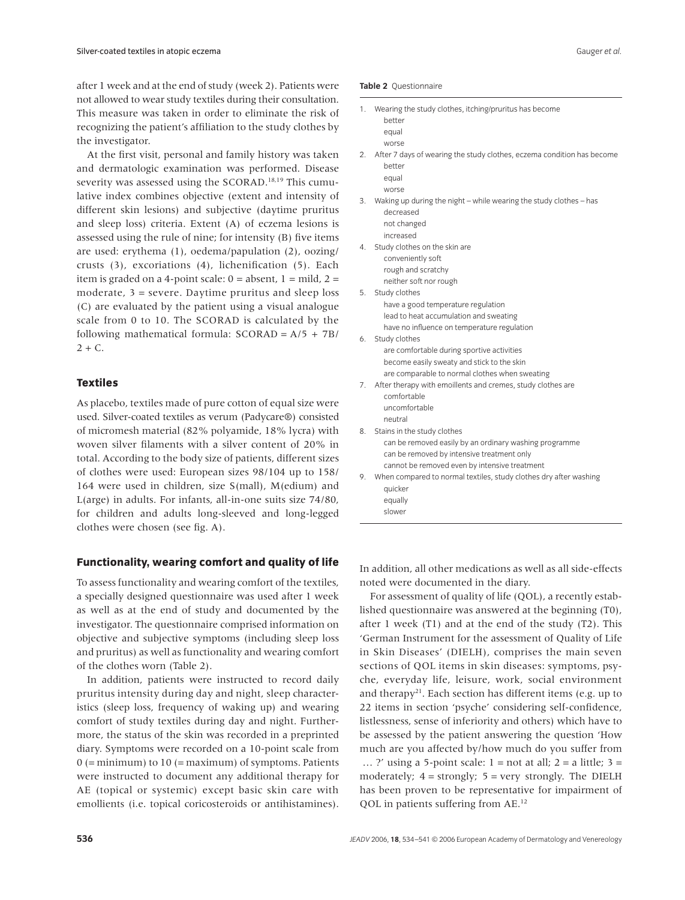after 1 week and at the end of study (week 2). Patients were not allowed to wear study textiles during their consultation. This measure was taken in order to eliminate the risk of recognizing the patient's affiliation to the study clothes by the investigator.

At the first visit, personal and family history was taken and dermatologic examination was performed. Disease severity was assessed using the SCORAD.[18,19] This cumulative index combines objective (extent and intensity of different skin lesions) and subjective (daytime pruritus and sleep loss) criteria. Extent (A) of eczema lesions is assessed using the rule of nine; for intensity (B) five items are used: erythema (1), oedema/papulation (2), oozing/crusts (3), excoriations (4), lichenification (5). Each item is graded on a 4-point scale: 0 = absent, 1 = mild, 2 = moderate, 3 = severe. Daytime pruritus and sleep loss (C) are evaluated by the patient using a visual analogue scale from 0 to 10. The SCORAD is calculated by the following mathematical formula: $SCORAD = A/5 + 7B/2 + C$.

## Textiles

As placebo, textiles made of pure cotton of equal size were used. Silver-coated textiles as verum (Padycare®) consisted of micromesh material (82% polyamide, 18% lycra) with woven silver filaments with a silver content of 20% in total. According to the body size of patients, different sizes of clothes were used: European sizes 98/104 up to 158/164 were used in children, size S(mall), M(edium) and L(arge) in adults. For infants, all-in-one suits size 74/80, for children and adults long-sleeved and long-legged clothes were chosen (see fig. A).

## Functionality, wearing comfort and quality of life

To assess functionality and wearing comfort of the textiles, a specially designed questionnaire was used after 1 week as well as at the end of study and documented by the investigator. The questionnaire comprised information on objective and subjective symptoms (including sleep loss and pruritus) as well as functionality and wearing comfort of the clothes worn (Table 2).

In addition, patients were instructed to record daily pruritus intensity during day and night, sleep characteristics (sleep loss, frequency of waking up) and wearing comfort of study textiles during day and night. Furthermore, the status of the skin was recorded in a preprinted diary. Symptoms were recorded on a 10-point scale from 0 (= minimum) to 10 (= maximum) of symptoms. Patients were instructed to document any additional therapy for AE (topical or systemic) except basic skin care with emollients (i.e. topical coricosteroids or antihistamines). In addition, all other medications as well as all side-effects noted were documented in the diary.

**Table 2** Questionnaire

1. Wearing the study clothes, itching/pruritus has become
   - better
   - equal
   - worse
2. After 7 days of wearing the study clothes, eczema condition has become
   - better
   - equal
   - worse
3. Waking up during the night – while wearing the study clothes – has
   - decreased
   - not changed
   - increased
4. Study clothes on the skin are
   - conveniently soft
   - rough and scratchy
   - neither soft nor rough
5. Study clothes
   - have a good temperature regulation
   - lead to heat accumulation and sweating
   - have no influence on temperature regulation
6. Study clothes
   - are comfortable during sportive activities
   - become easily sweaty and stick to the skin
   - are comparable to normal clothes when sweating
7. After therapy with emoillents and cremes, study clothes are
   - comfortable
   - uncomfortable
   - neutral
8. Stains in the study clothes
   - can be removed easily by an ordinary washing programme
   - can be removed by intensive treatment only
   - cannot be removed even by intensive treatment
9. When compared to normal textiles, study clothes dry after washing
   - quicker
   - equally
   - slower

For assessment of quality of life (QOL), a recently established questionnaire was answered at the beginning (T0), after 1 week (T1) and at the end of the study (T2). This 'German Instrument for the assessment of Quality of Life in Skin Diseases' (DIELH), comprises the main seven sections of QOL items in skin diseases: symptoms, psyche, everyday life, leisure, work, social environment and therapy[21]. Each section has different items (e.g. up to 22 items in section 'psyche' considering self-confidence, listlessness, sense of inferiority and others) which have to be assessed by the patient answering the question 'How much are you affected by/how much do you suffer from … ?' using a 5-point scale: 1 = not at all; 2 = a little; 3 = moderately; 4 = strongly; 5 = very strongly. The DIELH has been proven to be representative for impairment of QOL in patients suffering from AE.[12]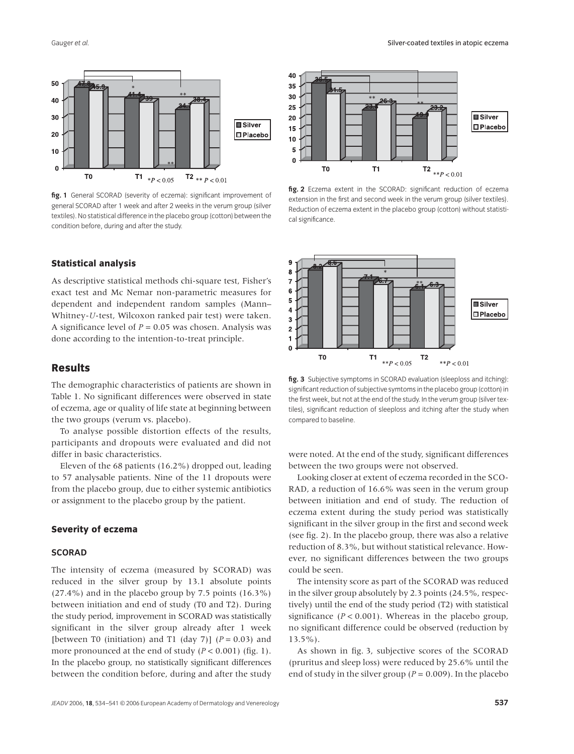**fig. 1** General SCORAD (severity of eczema): significant improvement of general SCORAD after 1 week and after 2 weeks in the verum group (silver textiles). No statistical difference in the placebo group (cotton) between the condition before, during and after the study.

**fig. 2** Eczema extent in the SCORAD: significant reduction of eczema extension in the first and second week in the verum group (silver textiles). Reduction of eczema extent in the placebo group (cotton) without statistical significance.

**fig. 3** Subjective symptoms in SCORAD evaluation (sleeploss and itching): significant reduction of subjective symtoms in the placebo group (cotton) in the first week, but not at the end of the study. In the verum group (silver textiles), significant reduction of sleeploss and itching after the study when compared to baseline.

### Statistical analysis

As descriptive statistical methods chi-square test, Fisher's exact test and Mc Nemar non-parametric measures for dependent and independent random samples (Mann–Whitney-*U*-test, Wilcoxon ranked pair test) were taken. A significance level of $P = 0.05$ was chosen. Analysis was done according to the intention-to-treat principle.

## Results

The demographic characteristics of patients are shown in Table 1. No significant differences were observed in state of eczema, age or quality of life state at beginning between the two groups (verum vs. placebo).

To analyse possible distortion effects of the results, participants and dropouts were evaluated and did not differ in basic characteristics.

Eleven of the 68 patients (16.2%) dropped out, leading to 57 analysable patients. Nine of the 11 dropouts were from the placebo group, due to either systemic antibiotics or assignment to the placebo group by the patient.

### Severity of eczema

#### SCORAD

The intensity of eczema (measured by SCORAD) was reduced in the silver group by 13.1 absolute points (27.4%) and in the placebo group by 7.5 points (16.3%) between initiation and end of study (T0 and T2). During the study period, improvement in SCORAD was statistically significant in the silver group already after 1 week [between T0 (initiation) and T1 (day 7)] ($P = 0.03$) and more pronounced at the end of study ($P < 0.001$) (fig. 1). In the placebo group, no statistically significant differences between the condition before, during and after the study were noted. At the end of the study, significant differences between the two groups were not observed.

Looking closer at extent of eczema recorded in the SCORAD, a reduction of 16.6% was seen in the verum group between initiation and end of study. The reduction of eczema extent during the study period was statistically significant in the silver group in the first and second week (see fig. 2). In the placebo group, there was also a relative reduction of 8.3%, but without statistical relevance. However, no significant differences between the two groups could be seen.

The intensity score as part of the SCORAD was reduced in the silver group absolutely by 2.3 points (24.5%, respectively) until the end of the study period (T2) with statistical significance ($P < 0.001$). Whereas in the placebo group, no significant difference could be observed (reduction by 13.5%).

As shown in fig. 3, subjective scores of the SCORAD (pruritus and sleep loss) were reduced by 25.6% until the end of study in the silver group ($P = 0.009$). In the placebo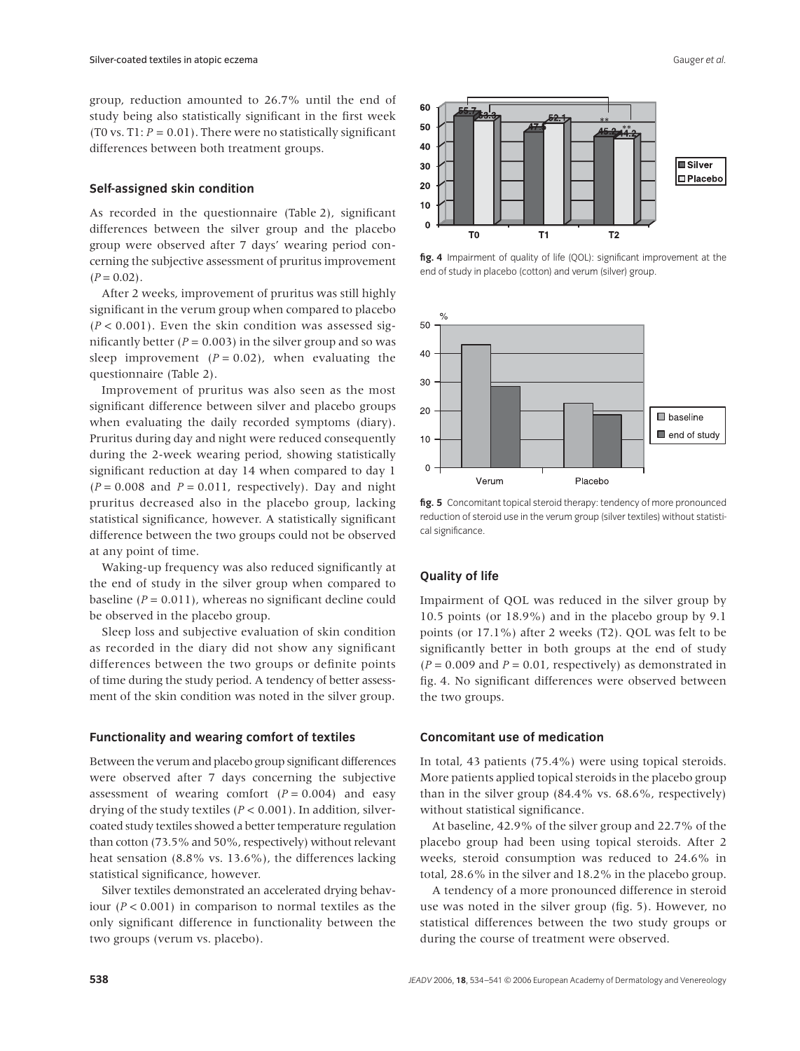group, reduction amounted to 26.7% until the end of study being also statistically significant in the first week (T0 vs. T1: $P = 0.01$). There were no statistically significant differences between both treatment groups.

### Self-assigned skin condition

As recorded in the questionnaire (Table 2), significant differences between the silver group and the placebo group were observed after 7 days' wearing period concerning the subjective assessment of pruritus improvement ($P = 0.02$).

After 2 weeks, improvement of pruritus was still highly significant in the verum group when compared to placebo ($P < 0.001$). Even the skin condition was assessed significantly better ($P = 0.003$) in the silver group and so was sleep improvement ($P = 0.02$), when evaluating the questionnaire (Table 2).

Improvement of pruritus was also seen as the most significant difference between silver and placebo groups when evaluating the daily recorded symptoms (diary). Pruritus during day and night were reduced consequently during the 2-week wearing period, showing statistically significant reduction at day 14 when compared to day 1 ($P = 0.008$ and $P = 0.011$, respectively). Day and night pruritus decreased also in the placebo group, lacking statistical significance, however. A statistically significant difference between the two groups could not be observed at any point of time.

Waking-up frequency was also reduced significantly at the end of study in the silver group when compared to baseline ($P = 0.011$), whereas no significant decline could be observed in the placebo group.

Sleep loss and subjective evaluation of skin condition as recorded in the diary did not show any significant differences between the two groups or definite points of time during the study period. A tendency of better assessment of the skin condition was noted in the silver group.

### Functionality and wearing comfort of textiles

Between the verum and placebo group significant differences were observed after 7 days concerning the subjective assessment of wearing comfort ($P = 0.004$) and easy drying of the study textiles ($P < 0.001$). In addition, silver-coated study textiles showed a better temperature regulation than cotton (73.5% and 50%, respectively) without relevant heat sensation (8.8% vs. 13.6%), the differences lacking statistical significance, however.

Silver textiles demonstrated an accelerated drying behaviour ($P < 0.001$) in comparison to normal textiles as the only significant difference in functionality between the two groups (verum vs. placebo).

**fig. 4** Impairment of quality of life (QOL): significant improvement at the end of study in placebo (cotton) and verum (silver) group.

**fig. 5** Concomitant topical steroid therapy: tendency of more pronounced reduction of steroid use in the verum group (silver textiles) without statistical significance.

### Quality of life

Impairment of QOL was reduced in the silver group by 10.5 points (or 18.9%) and in the placebo group by 9.1 points (or 17.1%) after 2 weeks (T2). QOL was felt to be significantly better in both groups at the end of study ($P = 0.009$ and $P = 0.01$, respectively) as demonstrated in fig. 4. No significant differences were observed between the two groups.

### Concomitant use of medication

In total, 43 patients (75.4%) were using topical steroids. More patients applied topical steroids in the placebo group than in the silver group (84.4% vs. 68.6%, respectively) without statistical significance.

At baseline, 42.9% of the silver group and 22.7% of the placebo group had been using topical steroids. After 2 weeks, steroid consumption was reduced to 24.6% in total, 28.6% in the silver and 18.2% in the placebo group.

A tendency of a more pronounced difference in steroid use was noted in the silver group (fig. 5). However, no statistical differences between the two study groups or during the course of treatment were observed.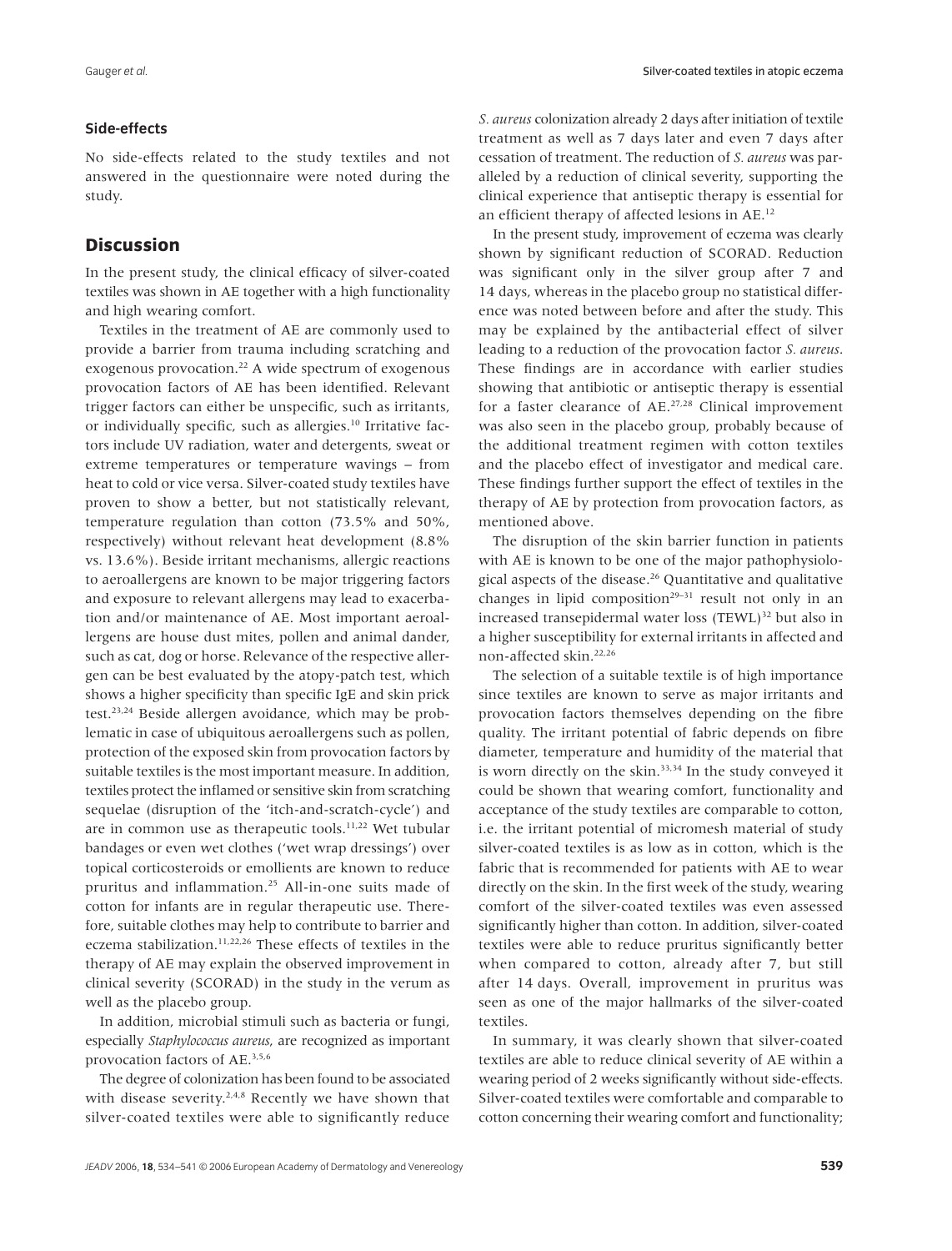### Side-effects

No side-effects related to the study textiles and not answered in the questionnaire were noted during the study.

## Discussion

In the present study, the clinical efficacy of silver-coated textiles was shown in AE together with a high functionality and high wearing comfort.

Textiles in the treatment of AE are commonly used to provide a barrier from trauma including scratching and exogenous provocation.[22] A wide spectrum of exogenous provocation factors of AE has been identified. Relevant trigger factors can either be unspecific, such as irritants, or individually specific, such as allergies.[10] Irritative factors include UV radiation, water and detergents, sweat or extreme temperatures or temperature wavings – from heat to cold or vice versa. Silver-coated study textiles have proven to show a better, but not statistically relevant, temperature regulation than cotton (73.5% and 50%, respectively) without relevant heat development (8.8% vs. 13.6%). Beside irritant mechanisms, allergic reactions to aeroallergens are known to be major triggering factors and exposure to relevant allergens may lead to exacerbation and/or maintenance of AE. Most important aeroallergens are house dust mites, pollen and animal dander, such as cat, dog or horse. Relevance of the respective allergen can be best evaluated by the atopy-patch test, which shows a higher specificity than specific IgE and skin prick test.[23,24] Beside allergen avoidance, which may be problematic in case of ubiquitous aeroallergens such as pollen, protection of the exposed skin from provocation factors by suitable textiles is the most important measure. In addition, textiles protect the inflamed or sensitive skin from scratching sequelae (disruption of the 'itch-and-scratch-cycle') and are in common use as therapeutic tools.[11,22] Wet tubular bandages or even wet clothes ('wet wrap dressings') over topical corticosteroids or emollients are known to reduce pruritus and inflammation.[25] All-in-one suits made of cotton for infants are in regular therapeutic use. Therefore, suitable clothes may help to contribute to barrier and eczema stabilization.[11,22,26] These effects of textiles in the therapy of AE may explain the observed improvement in clinical severity (SCORAD) in the study in the verum as well as the placebo group.

In addition, microbial stimuli such as bacteria or fungi, especially *Staphylococcus aureus*, are recognized as important provocation factors of AE.[3,5,6]

The degree of colonization has been found to be associated with disease severity.[2,4,8] Recently we have shown that silver-coated textiles were able to significantly reduce *S. aureus* colonization already 2 days after initiation of textile treatment as well as 7 days later and even 7 days after cessation of treatment. The reduction of *S. aureus* was paralleled by a reduction of clinical severity, supporting the clinical experience that antiseptic therapy is essential for an efficient therapy of affected lesions in AE.[12]

In the present study, improvement of eczema was clearly shown by significant reduction of SCORAD. Reduction was significant only in the silver group after 7 and 14 days, whereas in the placebo group no statistical difference was noted between before and after the study. This may be explained by the antibacterial effect of silver leading to a reduction of the provocation factor *S. aureus*. These findings are in accordance with earlier studies showing that antibiotic or antiseptic therapy is essential for a faster clearance of AE.[27,28] Clinical improvement was also seen in the placebo group, probably because of the additional treatment regimen with cotton textiles and the placebo effect of investigator and medical care. These findings further support the effect of textiles in the therapy of AE by protection from provocation factors, as mentioned above.

The disruption of the skin barrier function in patients with AE is known to be one of the major pathophysiological aspects of the disease.[26] Quantitative and qualitative changes in lipid composition[29–31] result not only in an increased transepidermal water loss (TEWL)[32] but also in a higher susceptibility for external irritants in affected and non-affected skin.[22,26]

The selection of a suitable textile is of high importance since textiles are known to serve as major irritants and provocation factors themselves depending on the fibre quality. The irritant potential of fabric depends on fibre diameter, temperature and humidity of the material that is worn directly on the skin.[33,34] In the study conveyed it could be shown that wearing comfort, functionality and acceptance of the study textiles are comparable to cotton, i.e. the irritant potential of micromesh material of study silver-coated textiles is as low as in cotton, which is the fabric that is recommended for patients with AE to wear directly on the skin. In the first week of the study, wearing comfort of the silver-coated textiles was even assessed significantly higher than cotton. In addition, silver-coated textiles were able to reduce pruritus significantly better when compared to cotton, already after 7, but still after 14 days. Overall, improvement in pruritus was seen as one of the major hallmarks of the silver-coated textiles.

In summary, it was clearly shown that silver-coated textiles are able to reduce clinical severity of AE within a wearing period of 2 weeks significantly without side-effects. Silver-coated textiles were comfortable and comparable to cotton concerning their wearing comfort and functionality;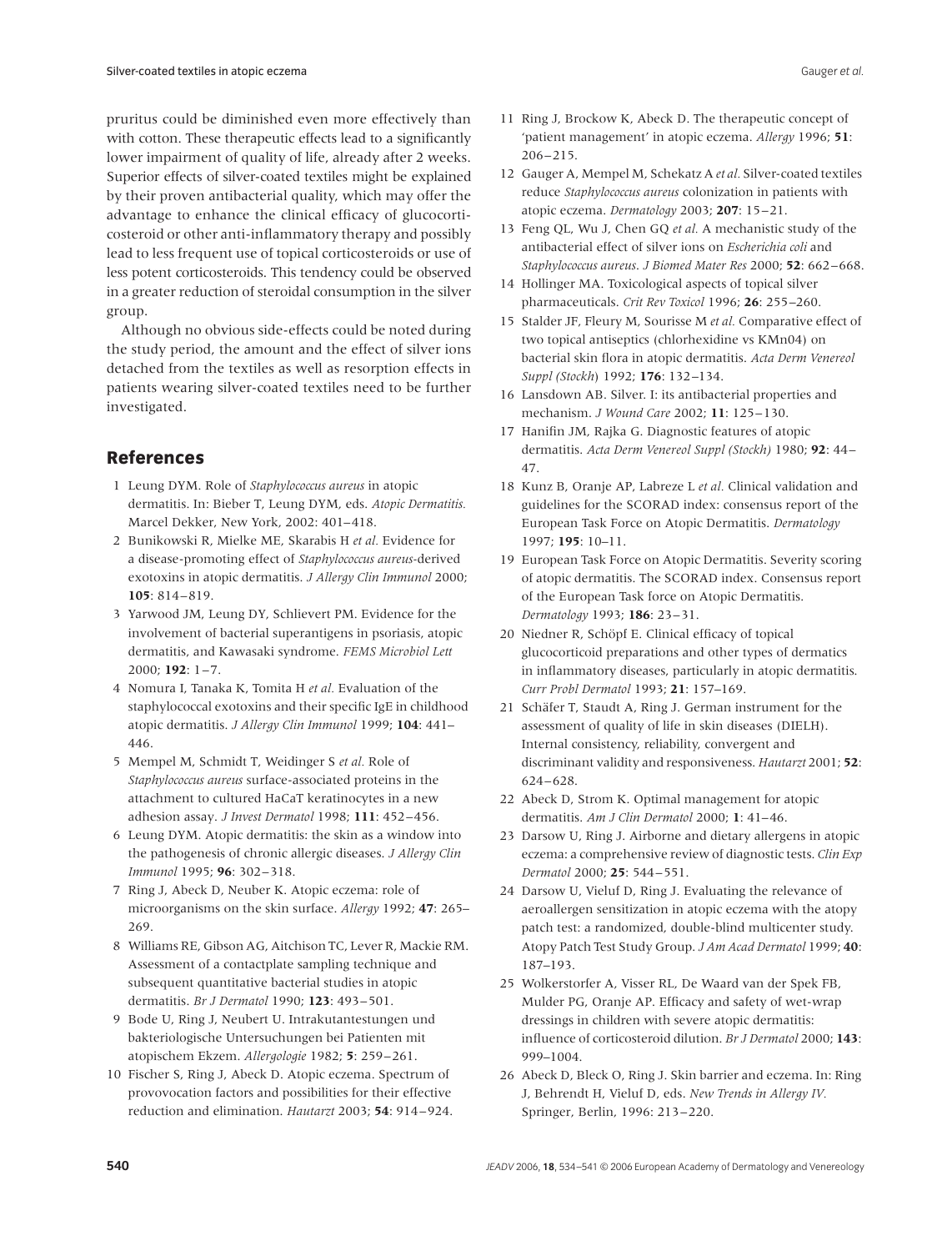pruritus could be diminished even more effectively than with cotton. These therapeutic effects lead to a significantly lower impairment of quality of life, already after 2 weeks. Superior effects of silver-coated textiles might be explained by their proven antibacterial quality, which may offer the advantage to enhance the clinical efficacy of glucocorticosteroid or other anti-inflammatory therapy and possibly lead to less frequent use of topical corticosteroids or use of less potent corticosteroids. This tendency could be observed in a greater reduction of steroidal consumption in the silver group.

Although no obvious side-effects could be noted during the study period, the amount and the effect of silver ions detached from the textiles as well as resorption effects in patients wearing silver-coated textiles need to be further investigated.

## References

1. Leung DYM. Role of *Staphylococcus aureus* in atopic dermatitis. In: Bieber T, Leung DYM, eds. *Atopic Dermatitis.* Marcel Dekker, New York, 2002: 401–418.
2. Bunikowski R, Mielke ME, Skarabis H *et al.* Evidence for a disease-promoting effect of *Staphylococcus aureus*-derived exotoxins in atopic dermatitis. *J Allergy Clin Immunol* 2000; **105**: 814–819.
3. Yarwood JM, Leung DY, Schlievert PM. Evidence for the involvement of bacterial superantigens in psoriasis, atopic dermatitis, and Kawasaki syndrome. *FEMS Microbiol Lett* 2000; **192**: 1–7.
4. Nomura I, Tanaka K, Tomita H *et al.* Evaluation of the staphylococcal exotoxins and their specific IgE in childhood atopic dermatitis. *J Allergy Clin Immunol* 1999; **104**: 441–446.
5. Mempel M, Schmidt T, Weidinger S *et al.* Role of *Staphylococcus aureus* surface-associated proteins in the attachment to cultured HaCaT keratinocytes in a new adhesion assay. *J Invest Dermatol* 1998; **111**: 452–456.
6. Leung DYM. Atopic dermatitis: the skin as a window into the pathogenesis of chronic allergic diseases. *J Allergy Clin Immunol* 1995; **96**: 302–318.
7. Ring J, Abeck D, Neuber K. Atopic eczema: role of microorganisms on the skin surface. *Allergy* 1992; **47**: 265–269.
8. Williams RE, Gibson AG, Aitchison TC, Lever R, Mackie RM. Assessment of a contactplate sampling technique and subsequent quantitative bacterial studies in atopic dermatitis. *Br J Dermatol* 1990; **123**: 493–501.
9. Bode U, Ring J, Neubert U. Intrakutantestungen und bakteriologische Untersuchungen bei Patienten mit atopischem Ekzem. *Allergologie* 1982; **5**: 259–261.
10. Fischer S, Ring J, Abeck D. Atopic eczema. Spectrum of provovocation factors and possibilities for their effective reduction and elimination. *Hautarzt* 2003; **54**: 914–924.
11. Ring J, Brockow K, Abeck D. The therapeutic concept of 'patient management' in atopic eczema. *Allergy* 1996; **51**: 206–215.
12. Gauger A, Mempel M, Schekatz A *et al.* Silver-coated textiles reduce *Staphylococcus aureus* colonization in patients with atopic eczema. *Dermatology* 2003; **207**: 15–21.
13. Feng QL, Wu J, Chen GQ *et al.* A mechanistic study of the antibacterial effect of silver ions on *Escherichia coli* and *Staphylococcus aureus*. *J Biomed Mater Res* 2000; **52**: 662–668.
14. Hollinger MA. Toxicological aspects of topical silver pharmaceuticals. *Crit Rev Toxicol* 1996; **26**: 255–260.
15. Stalder JF, Fleury M, Sourisse M *et al.* Comparative effect of two topical antiseptics (chlorhexidine vs KMn04) on bacterial skin flora in atopic dermatitis. *Acta Derm Venereol Suppl (Stockh)* 1992; **176**: 132–134.
16. Lansdown AB. Silver. I: its antibacterial properties and mechanism. *J Wound Care* 2002; **11**: 125–130.
17. Hanifin JM, Rajka G. Diagnostic features of atopic dermatitis. *Acta Derm Venereol Suppl (Stockh)* 1980; **92**: 44–47.
18. Kunz B, Oranje AP, Labreze L *et al.* Clinical validation and guidelines for the SCORAD index: consensus report of the European Task Force on Atopic Dermatitis. *Dermatology* 1997; **195**: 10–11.
19. European Task Force on Atopic Dermatitis. Severity scoring of atopic dermatitis. The SCORAD index. Consensus report of the European Task force on Atopic Dermatitis. *Dermatology* 1993; **186**: 23–31.
20. Niedner R, Schöpf E. Clinical efficacy of topical glucocorticoid preparations and other types of dermatics in inflammatory diseases, particularly in atopic dermatitis. *Curr Probl Dermatol* 1993; **21**: 157–169.
21. Schäfer T, Staudt A, Ring J. German instrument for the assessment of quality of life in skin diseases (DIELH). Internal consistency, reliability, convergent and discriminant validity and responsiveness. *Hautarzt* 2001; **52**: 624–628.
22. Abeck D, Strom K. Optimal management for atopic dermatitis. *Am J Clin Dermatol* 2000; **1**: 41–46.
23. Darsow U, Ring J. Airborne and dietary allergens in atopic eczema: a comprehensive review of diagnostic tests. *Clin Exp Dermatol* 2000; **25**: 544–551.
24. Darsow U, Vieluf D, Ring J. Evaluating the relevance of aeroallergen sensitization in atopic eczema with the atopy patch test: a randomized, double-blind multicenter study. Atopy Patch Test Study Group. *J Am Acad Dermatol* 1999; **40**: 187–193.
25. Wolkerstorfer A, Visser RL, De Waard van der Spek FB, Mulder PG, Oranje AP. Efficacy and safety of wet-wrap dressings in children with severe atopic dermatitis: influence of corticosteroid dilution. *Br J Dermatol* 2000; **143**: 999–1004.
26. Abeck D, Bleck O, Ring J. Skin barrier and eczema. In: Ring J, Behrendt H, Vieluf D, eds. *New Trends in Allergy IV.* Springer, Berlin, 1996: 213–220.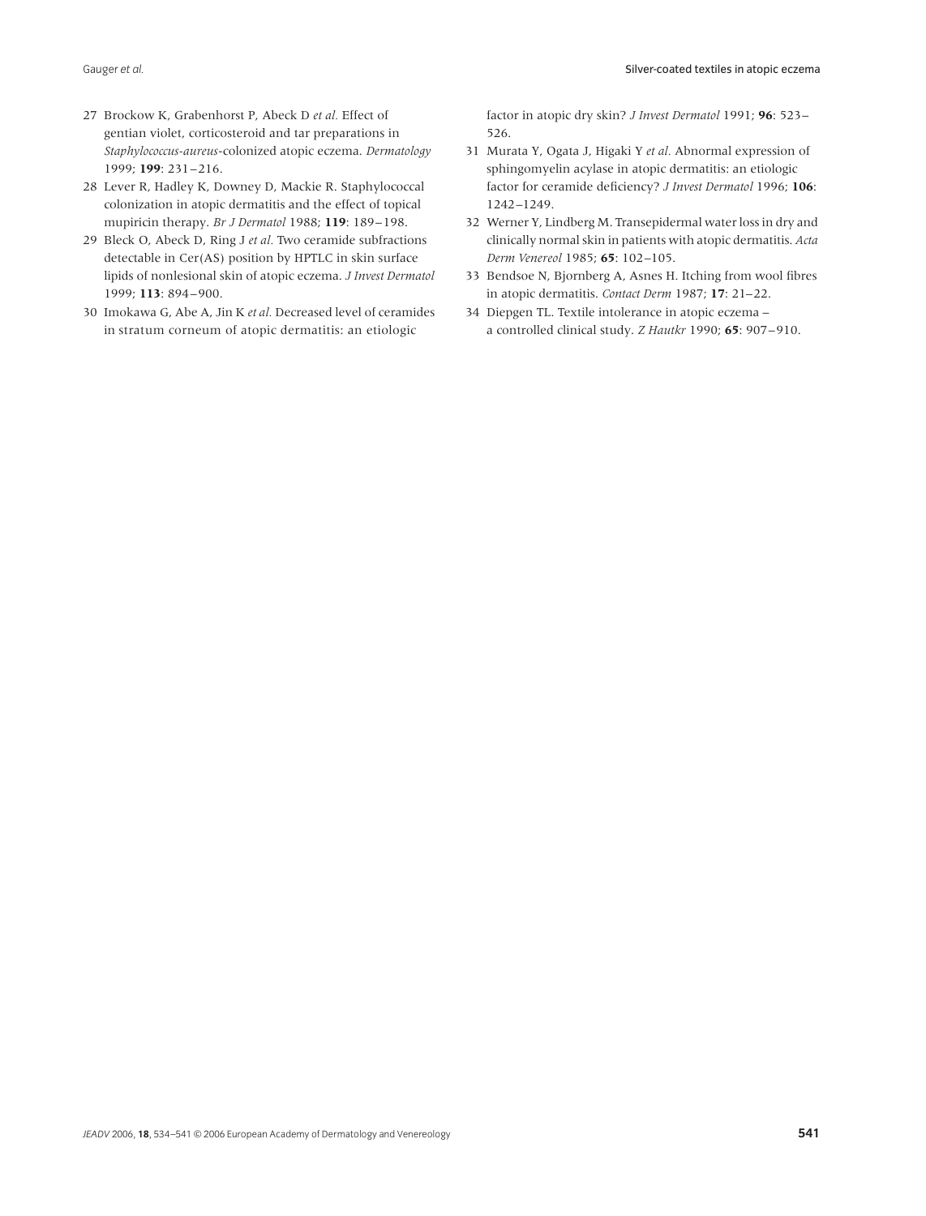27 Brockow K, Grabenhorst P, Abeck D *et al.* Effect of gentian violet, corticosteroid and tar preparations in *Staphylococcus-aureus*-colonized atopic eczema. *Dermatology* 1999; **199**: 231–216.

28 Lever R, Hadley K, Downey D, Mackie R. Staphylococcal colonization in atopic dermatitis and the effect of topical mupiricin therapy. *Br J Dermatol* 1988; **119**: 189–198.

29 Bleck O, Abeck D, Ring J *et al.* Two ceramide subfractions detectable in Cer(AS) position by HPTLC in skin surface lipids of nonlesional skin of atopic eczema. *J Invest Dermatol* 1999; **113**: 894–900.

30 Imokawa G, Abe A, Jin K *et al.* Decreased level of ceramides in stratum corneum of atopic dermatitis: an etiologic factor in atopic dry skin? *J Invest Dermatol* 1991; **96**: 523–526.

31 Murata Y, Ogata J, Higaki Y *et al.* Abnormal expression of sphingomyelin acylase in atopic dermatitis: an etiologic factor for ceramide deficiency? *J Invest Dermatol* 1996; **106**: 1242–1249.

32 Werner Y, Lindberg M. Transepidermal water loss in dry and clinically normal skin in patients with atopic dermatitis. *Acta Derm Venereol* 1985; **65**: 102–105.

33 Bendsoe N, Bjornberg A, Asnes H. Itching from wool fibres in atopic dermatitis. *Contact Derm* 1987; **17**: 21–22.

34 Diepgen TL. Textile intolerance in atopic eczema – a controlled clinical study. *Z Hautkr* 1990; **65**: 907–910.